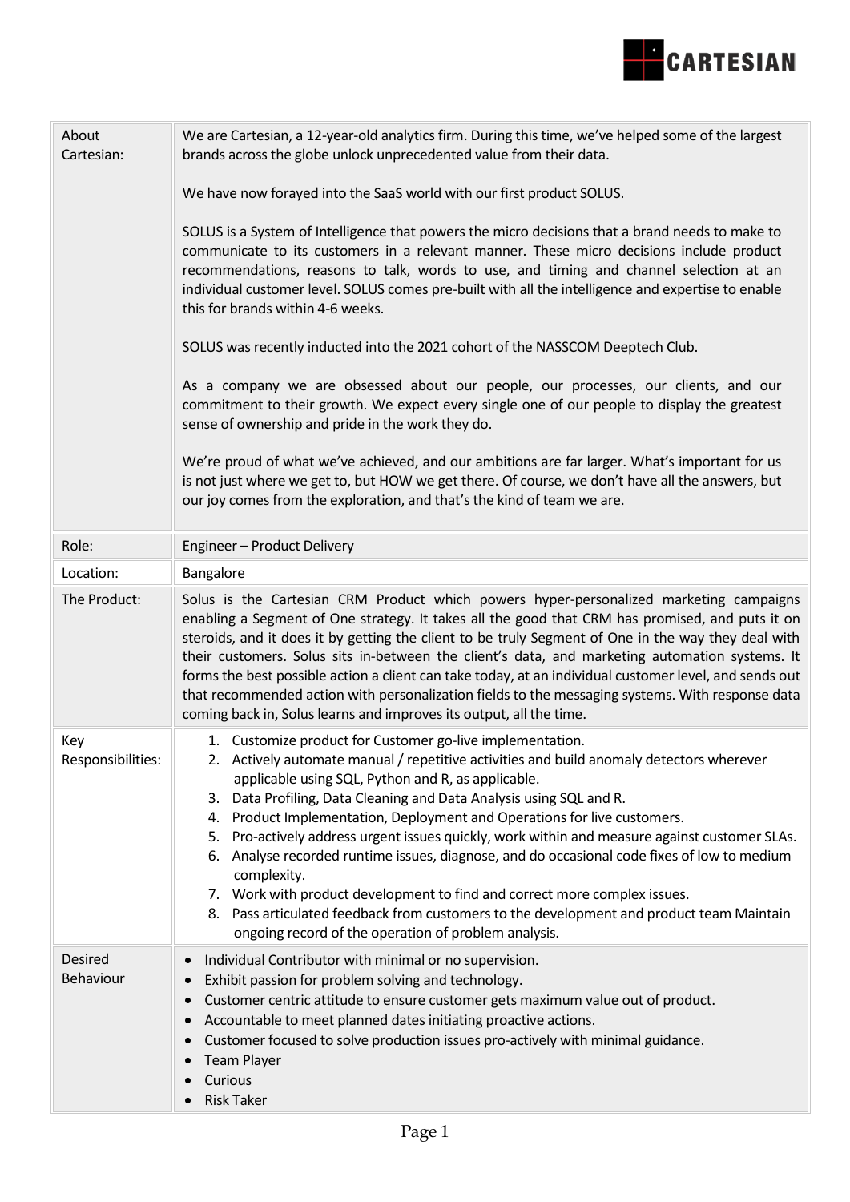CARTESIAN

| | |
|---|---|
| About Cartesian: | We are Cartesian, a 12-year-old analytics firm. During this time, we've helped some of the largest brands across the globe unlock unprecedented value from their data.<br><br>We have now forayed into the SaaS world with our first product SOLUS.<br><br>SOLUS is a System of Intelligence that powers the micro decisions that a brand needs to make to communicate to its customers in a relevant manner. These micro decisions include product recommendations, reasons to talk, words to use, and timing and channel selection at an individual customer level. SOLUS comes pre-built with all the intelligence and expertise to enable this for brands within 4-6 weeks.<br><br>SOLUS was recently inducted into the 2021 cohort of the NASSCOM Deeptech Club.<br><br>As a company we are obsessed about our people, our processes, our clients, and our commitment to their growth. We expect every single one of our people to display the greatest sense of ownership and pride in the work they do.<br><br>We're proud of what we've achieved, and our ambitions are far larger. What's important for us is not just where we get to, but HOW we get there. Of course, we don't have all the answers, but our joy comes from the exploration, and that's the kind of team we are. |
| Role: | Engineer – Product Delivery |
| Location: | Bangalore |
| The Product: | Solus is the Cartesian CRM Product which powers hyper-personalized marketing campaigns enabling a Segment of One strategy. It takes all the good that CRM has promised, and puts it on steroids, and it does it by getting the client to be truly Segment of One in the way they deal with their customers. Solus sits in-between the client's data, and marketing automation systems. It forms the best possible action a client can take today, at an individual customer level, and sends out that recommended action with personalization fields to the messaging systems. With response data coming back in, Solus learns and improves its output, all the time. |
| Key Responsibilities: | 1. Customize product for Customer go-live implementation.<br>2. Actively automate manual / repetitive activities and build anomaly detectors wherever applicable using SQL, Python and R, as applicable.<br>3. Data Profiling, Data Cleaning and Data Analysis using SQL and R.<br>4. Product Implementation, Deployment and Operations for live customers.<br>5. Pro-actively address urgent issues quickly, work within and measure against customer SLAs.<br>6. Analyse recorded runtime issues, diagnose, and do occasional code fixes of low to medium complexity.<br>7. Work with product development to find and correct more complex issues.<br>8. Pass articulated feedback from customers to the development and product team Maintain ongoing record of the operation of problem analysis. |
| Desired Behaviour | • Individual Contributor with minimal or no supervision.<br>• Exhibit passion for problem solving and technology.<br>• Customer centric attitude to ensure customer gets maximum value out of product.<br>• Accountable to meet planned dates initiating proactive actions.<br>• Customer focused to solve production issues pro-actively with minimal guidance.<br>• Team Player<br>• Curious<br>• Risk Taker |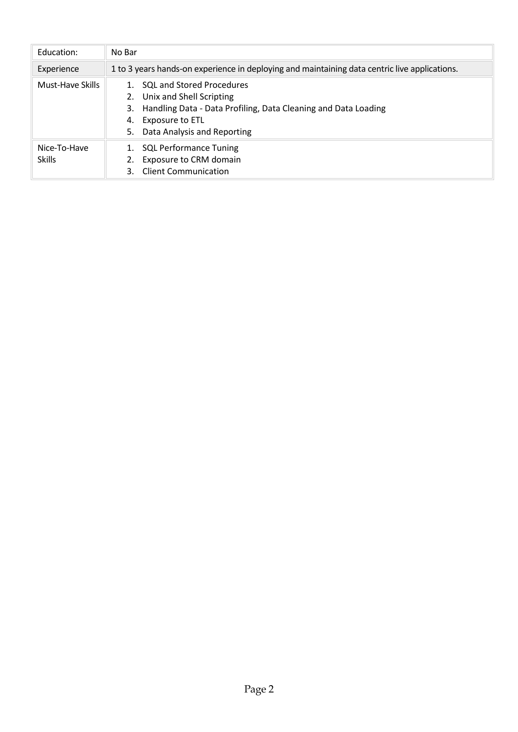| | |
|---|---|
| Education: | No Bar |
| Experience | 1 to 3 years hands-on experience in deploying and maintaining data centric live applications. |
| Must-Have Skills | 1. SQL and Stored Procedures<br>2. Unix and Shell Scripting<br>3. Handling Data - Data Profiling, Data Cleaning and Data Loading<br>4. Exposure to ETL<br>5. Data Analysis and Reporting |
| Nice-To-Have Skills | 1. SQL Performance Tuning<br>2. Exposure to CRM domain<br>3. Client Communication |